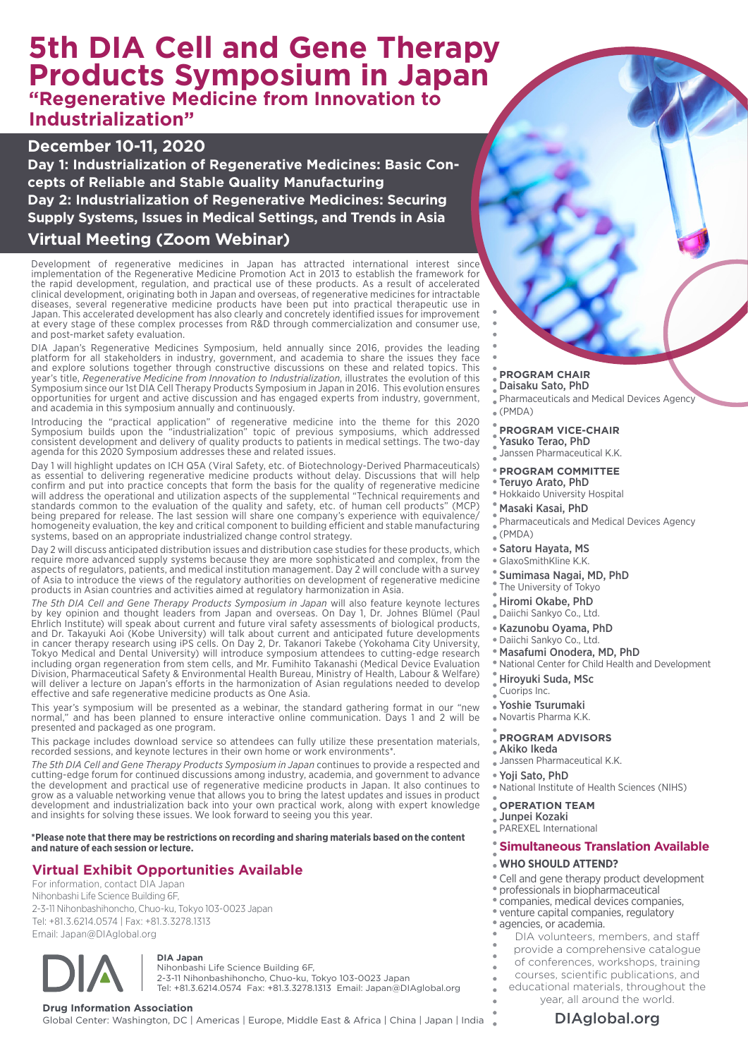# 5th DIA Cell and Gene Therapy Products Symposium in Japan

## "Regenerative Medicine from Innovation to Industrialization"

**December 10-11, 2020**

**Day 1: Industrialization of Regenerative Medicines: Basic Concepts of Reliable and Stable Quality Manufacturing**

**Day 2: Industrialization of Regenerative Medicines: Securing Supply Systems, Issues in Medical Settings, and Trends in Asia**

**Virtual Meeting (Zoom Webinar)**

Development of regenerative medicines in Japan has attracted international interest since implementation of the Regenerative Medicine Promotion Act in 2013 to establish the framework for the rapid development, regulation, and practical use of these products. As a result of accelerated clinical development, originating both in Japan and overseas, of regenerative medicines for intractable diseases, several regenerative medicine products have been put into practical therapeutic use in Japan. This accelerated development has also clearly and concretely identified issues for improvement at every stage of these complex processes from R&D through commercialization and consumer use, and post-market safety evaluation.

DIA Japan's Regenerative Medicines Symposium, held annually since 2016, provides the leading platform for all stakeholders in industry, government, and academia to share the issues they face and explore solutions together through constructive discussions on these and related topics. This year's title, *Regenerative Medicine from Innovation to Industrialization*, illustrates the evolution of this Symposium since our 1st DIA Cell Therapy Products Symposium in Japan in 2016. This evolution ensures opportunities for urgent and active discussion and has engaged experts from industry, government, and academia in this symposium annually and continuously.

Introducing the "practical application" of regenerative medicine into the theme for this 2020 Symposium builds upon the "industrialization" topic of previous symposiums, which addressed consistent development and delivery of quality products to patients in medical settings. The two-day agenda for this 2020 Symposium addresses these and related issues.

Day 1 will highlight updates on ICH Q5A (Viral Safety, etc. of Biotechnology-Derived Pharmaceuticals) as essential to delivering regenerative medicine products without delay. Discussions that will help confirm and put into practice concepts that form the basis for the quality of regenerative medicine will address the operational and utilization aspects of the supplemental "Technical requirements and standards common to the evaluation of the quality and safety, etc. of human cell products" (MCP) being prepared for release. The last session will share one company's experience with equivalence/homogeneity evaluation, the key and critical component to building efficient and stable manufacturing systems, based on an appropriate industrialized change control strategy.

Day 2 will discuss anticipated distribution issues and distribution case studies for these products, which require more advanced supply systems because they are more sophisticated and complex, from the aspects of regulators, patients, and medical institution management. Day 2 will conclude with a survey of Asia to introduce the views of the regulatory authorities on development of regenerative medicine products in Asian countries and activities aimed at regulatory harmonization in Asia.

*The 5th DIA Cell and Gene Therapy Products Symposium in Japan* will also feature keynote lectures by key opinion and thought leaders from Japan and overseas. On Day 1, Dr. Johnes Blümel (Paul Ehrlich Institute) will speak about current and future viral safety assessments of biological products, and Dr. Takayuki Aoi (Kobe University) will talk about current and anticipated future developments in cancer therapy research using iPS cells. On Day 2, Dr. Takanori Takebe (Yokohama City University, Tokyo Medical and Dental University) will introduce symposium attendees to cutting-edge research including organ regeneration from stem cells, and Mr. Fumihito Takanashi (Medical Device Evaluation Division, Pharmaceutical Safety & Environmental Health Bureau, Ministry of Health, Labour & Welfare) will deliver a lecture on Japan's efforts in the harmonization of Asian regulations needed to develop effective and safe regenerative medicine products as One Asia.

This year's symposium will be presented as a webinar, the standard gathering format in our "new normal," and has been planned to ensure interactive online communication. Days 1 and 2 will be presented and packaged as one program.

This package includes download service so attendees can fully utilize these presentation materials, recorded sessions, and keynote lectures in their own home or work environments*.

*The 5th DIA Cell and Gene Therapy Products Symposium in Japan* continues to provide a respected and cutting-edge forum for continued discussions among industry, academia, and government to advance the development and practical use of regenerative medicine products in Japan. It also continues to grow as a valuable networking venue that allows you to bring the latest updates and issues in product development and industrialization back into your own practical work, along with expert knowledge and insights for solving these issues. We look forward to seeing you this year.

**\*Please note that there may be restrictions on recording and sharing materials based on the content and nature of each session or lecture.**

## Virtual Exhibit Opportunities Available

For information, contact DIA Japan
Nihonbashi Life Science Building 6F,
2-3-11 Nihonbashihoncho, Chuo-ku, Tokyo 103-0023 Japan
Tel: +81.3.6214.0574 | Fax: +81.3.3278.1313
Email: Japan@DIAglobal.org

**PROGRAM CHAIR**
Daisaku Sato, PhD
Pharmaceuticals and Medical Devices Agency (PMDA)

**PROGRAM VICE-CHAIR**
Yasuko Terao, PhD
Janssen Pharmaceutical K.K.

**PROGRAM COMMITTEE**
- Teruyo Arato, PhD
  Hokkaido University Hospital
- Masaki Kasai, PhD
  Pharmaceuticals and Medical Devices Agency (PMDA)
- Satoru Hayata, MS
  GlaxoSmithKline K.K.
- Sumimasa Nagai, MD, PhD
  The University of Tokyo
- Hiromi Okabe, PhD
  Daiichi Sankyo Co., Ltd.
- Kazunobu Oyama, PhD
  Daiichi Sankyo Co., Ltd.
- Masafumi Onodera, MD, PhD
  National Center for Child Health and Development
- Hiroyuki Suda, MSc
  Cuorips Inc.
- Yoshie Tsurumaki
  Novartis Pharma K.K.

**PROGRAM ADVISORS**
- Akiko Ikeda
  Janssen Pharmaceutical K.K.
- Yoji Sato, PhD
  National Institute of Health Sciences (NIHS)

**OPERATION TEAM**
Junpei Kozaki
PAREXEL International

**Simultaneous Translation Available**

**WHO SHOULD ATTEND?**

Cell and gene therapy product development professionals in biopharmaceutical companies, medical devices companies, venture capital companies, regulatory agencies, or academia.

DIA volunteers, members, and staff provide a comprehensive catalogue of conferences, workshops, training courses, scientific publications, and educational materials, throughout the year, all around the world.

DIAglobal.org

**DIA Japan**
Nihonbashi Life Science Building 6F,
2-3-11 Nihonbashihoncho, Chuo-ku, Tokyo 103-0023 Japan
Tel: +81.3.6214.0574 Fax: +81.3.3278.1313 Email: Japan@DIAglobal.org

**Drug Information Association**
Global Center: Washington, DC | Americas | Europe, Middle East & Africa | China | Japan | India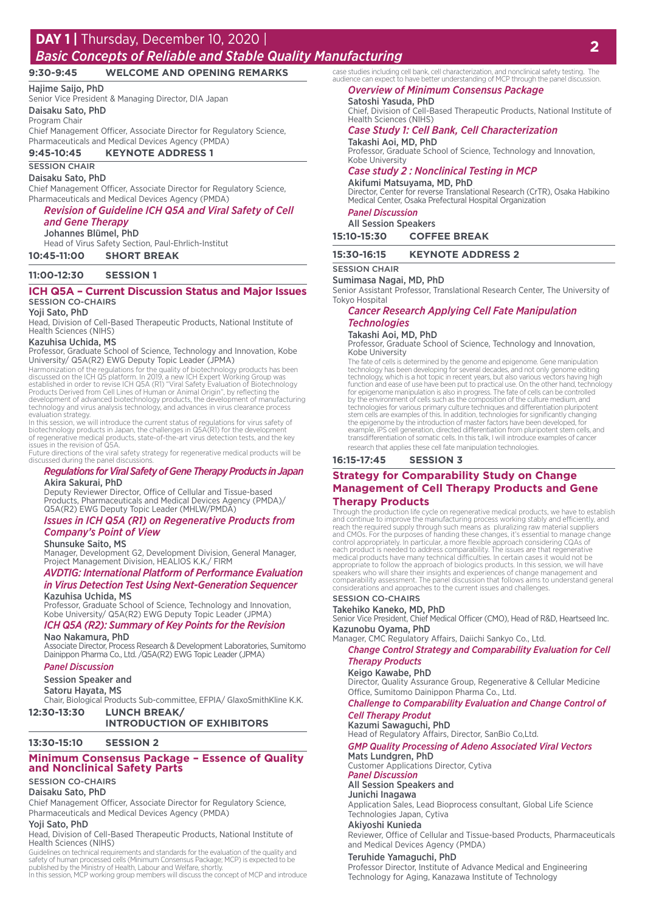# DAY 1 | Thursday, December 10, 2020 | *Basic Concepts of Reliable and Stable Quality Manufacturing*

**9:30-9:45 WELCOME AND OPENING REMARKS**

**Hajime Saijo, PhD**
Senior Vice President & Managing Director, DIA Japan

**Daisaku Sato, PhD**
Program Chair
Chief Management Officer, Associate Director for Regulatory Science, Pharmaceuticals and Medical Devices Agency (PMDA)

**9:45-10:45 KEYNOTE ADDRESS 1**

SESSION CHAIR

**Daisaku Sato, PhD**
Chief Management Officer, Associate Director for Regulatory Science, Pharmaceuticals and Medical Devices Agency (PMDA)

*Revision of Guideline ICH Q5A and Viral Safety of Cell and Gene Therapy*

**Johannes Blümel, PhD**
Head of Virus Safety Section, Paul-Ehrlich-Institut

**10:45-11:00 SHORT BREAK**

**11:00-12:30 SESSION 1**

## ICH Q5A – Current Discussion Status and Major Issues

SESSION CO-CHAIRS

**Yoji Sato, PhD**
Head, Division of Cell-Based Therapeutic Products, National Institute of Health Sciences (NIHS)

**Kazuhisa Uchida, MS**
Professor, Graduate School of Science, Technology and Innovation, Kobe University/ Q5A(R2) EWG Deputy Topic Leader (JPMA)

Harmonization of the regulations for the quality of biotechnology products has been discussed on the ICH Q5 platform. In 2019, a new ICH Expert Working Group was established in order to revise ICH Q5A (R1) "Viral Safety Evaluation of Biotechnology Products Derived from Cell Lines of Human or Animal Origin", by reflecting the development of advanced biotechnology products, the development of manufacturing technology and virus analysis technology, and advances in virus clearance process evaluation strategy.

In this session, we will introduce the current status of regulations for virus safety of biotechnology products in Japan, the challenges in Q5A(R1) for the development of regenerative medical products, state-of-the-art virus detection tests, and the key issues in the revision of Q5A.

Future directions of the viral safety strategy for regenerative medical products will be discussed during the panel discussions.

*Regulations for Viral Safety of Gene Therapy Products in Japan*

**Akira Sakurai, PhD**
Deputy Reviewer Director, Office of Cellular and Tissue-based Products, Pharmaceuticals and Medical Devices Agency (PMDA)/ Q5A(R2) EWG Deputy Topic Leader (MHLW/PMDA)

*Issues in ICH Q5A (R1) on Regenerative Products from Company's Point of View*

**Shunsuke Saito, MS**
Manager, Development G2, Development Division, General Manager, Project Management Division, HEALIOS K.K./ FIRM

*AVDTIG: International Platform of Performance Evaluation in Virus Detection Test Using Next-Generation Sequencer*

**Kazuhisa Uchida, MS**
Professor, Graduate School of Science, Technology and Innovation, Kobe University/ Q5A(R2) EWG Deputy Topic Leader (JPMA)

*ICH Q5A (R2): Summary of Key Points for the Revision*

**Nao Nakamura, PhD**
Associate Director, Process Research & Development Laboratories, Sumitomo Dainippon Pharma Co., Ltd. /Q5A(R2) EWG Topic Leader (JPMA)

*Panel Discussion*

**Session Speaker and**
**Satoru Hayata, MS**
Chair, Biological Products Sub-committee, EFPIA/ GlaxoSmithKline K.K.

**12:30-13:30 LUNCH BREAK/ INTRODUCTION OF EXHIBITORS**

**13:30-15:10 SESSION 2**

## Minimum Consensus Package – Essence of Quality and Nonclinical Safety Parts

SESSION CO-CHAIRS

**Daisaku Sato, PhD**
Chief Management Officer, Associate Director for Regulatory Science, Pharmaceuticals and Medical Devices Agency (PMDA)

**Yoji Sato, PhD**
Head, Division of Cell-Based Therapeutic Products, National Institute of Health Sciences (NIHS)

Guidelines on technical requirements and standards for the evaluation of the quality and safety of human processed cells (Minimum Consensus Package; MCP) is expected to be published by the Ministry of Health, Labour and Welfare, shortly.

In this session, MCP working group members will discuss the concept of MCP and introduce case studies including cell bank, cell characterization, and nonclinical safety testing. The audience can expect to have better understanding of MCP through the panel discussion.

*Overview of Minimum Consensus Package*

**Satoshi Yasuda, PhD**
Chief, Division of Cell-Based Therapeutic Products, National Institute of Health Sciences (NIHS)

*Case Study 1: Cell Bank, Cell Characterization*

**Takashi Aoi, MD, PhD**
Professor, Graduate School of Science, Technology and Innovation, Kobe University

*Case study 2 : Nonclinical Testing in MCP*

**Akifumi Matsuyama, MD, PhD**
Director, Center for reverse Translational Research (CrTR), Osaka Habikino Medical Center, Osaka Prefectural Hospital Organization

*Panel Discussion*

**All Session Speakers**

**15:10-15:30 COFFEE BREAK**

**15:30-16:15 KEYNOTE ADDRESS 2**

SESSION CHAIR

**Sumimasa Nagai, MD, PhD**
Senior Assistant Professor, Translational Research Center, The University of Tokyo Hospital

*Cancer Research Applying Cell Fate Manipulation Technologies*

**Takashi Aoi, MD, PhD**
Professor, Graduate School of Science, Technology and Innovation, Kobe University

The fate of cells is determined by the genome and epigenome. Gene manipulation technology has been developing for several decades, and not only genome editing technology, which is a hot topic in recent years, but also various vectors having high function and ease of use have been put to practical use. On the other hand, technology for epigenome manipulation is also in progress. The fate of cells can be controlled by the environment of cells such as the composition of the culture medium, and technologies for various primary culture techniques and differentiation pluripotent stem cells are examples of this. In addition, technologies for significantly changing the epigenome by the introduction of master factors have been developed, for example, iPS cell generation, directed differentiation from pluripotent stem cells, and transdifferentiation of somatic cells. In this talk, I will introduce examples of cancer research that applies these cell fate manipulation technologies.

**16:15-17:45 SESSION 3**

## Strategy for Comparability Study on Change Management of Cell Therapy Products and Gene Therapy Products

Through the production life cycle on regenerative medical products, we have to establish and continue to improve the manufacturing process working stably and efficiently, and reach the required supply through such means as pluralizing raw material suppliers and CMOs. For the purposes of handing these changes, it's essential to manage change control appropriately. In particular, a more flexible approach considering CQAs of each product is needed to address comparability. The issues are that regenerative medical products have many technical difficulties. In certain cases it would not be appropriate to follow the approach of biologics products. In this session, we will have speakers who will share their insights and experiences of change management and comparability assessment. The panel discussion that follows aims to understand general considerations and approaches to the current issues and challenges.

SESSION CO-CHAIRS

**Takehiko Kaneko, MD, PhD**
Senior Vice President, Chief Medical Officer (CMO), Head of R&D, Heartseed Inc.

**Kazunobu Oyama, PhD**
Manager, CMC Regulatory Affairs, Daiichi Sankyo Co., Ltd.

*Change Control Strategy and Comparability Evaluation for Cell Therapy Products*

**Keigo Kawabe, PhD**
Director, Quality Assurance Group, Regenerative & Cellular Medicine Office, Sumitomo Dainippon Pharma Co., Ltd.

*Challenge to Comparability Evaluation and Change Control of Cell Therapy Produt*

**Kazumi Sawaguchi, PhD**
Head of Regulatory Affairs, Director, SanBio Co,Ltd.

*GMP Quality Processing of Adeno Associated Viral Vectors*

**Mats Lundgren, PhD**
Customer Applications Director, Cytiva

*Panel Discussion*

**All Session Speakers and**
**Junichi Inagawa**
Application Sales, Lead Bioprocess consultant, Global Life Science Technologies Japan, Cytiva

**Akiyoshi Kunieda**
Reviewer, Office of Cellular and Tissue-based Products, Pharmaceuticals and Medical Devices Agency (PMDA)

**Teruhide Yamaguchi, PhD**
Professor Director, Institute of Advance Medical and Engineering Technology for Aging, Kanazawa Institute of Technology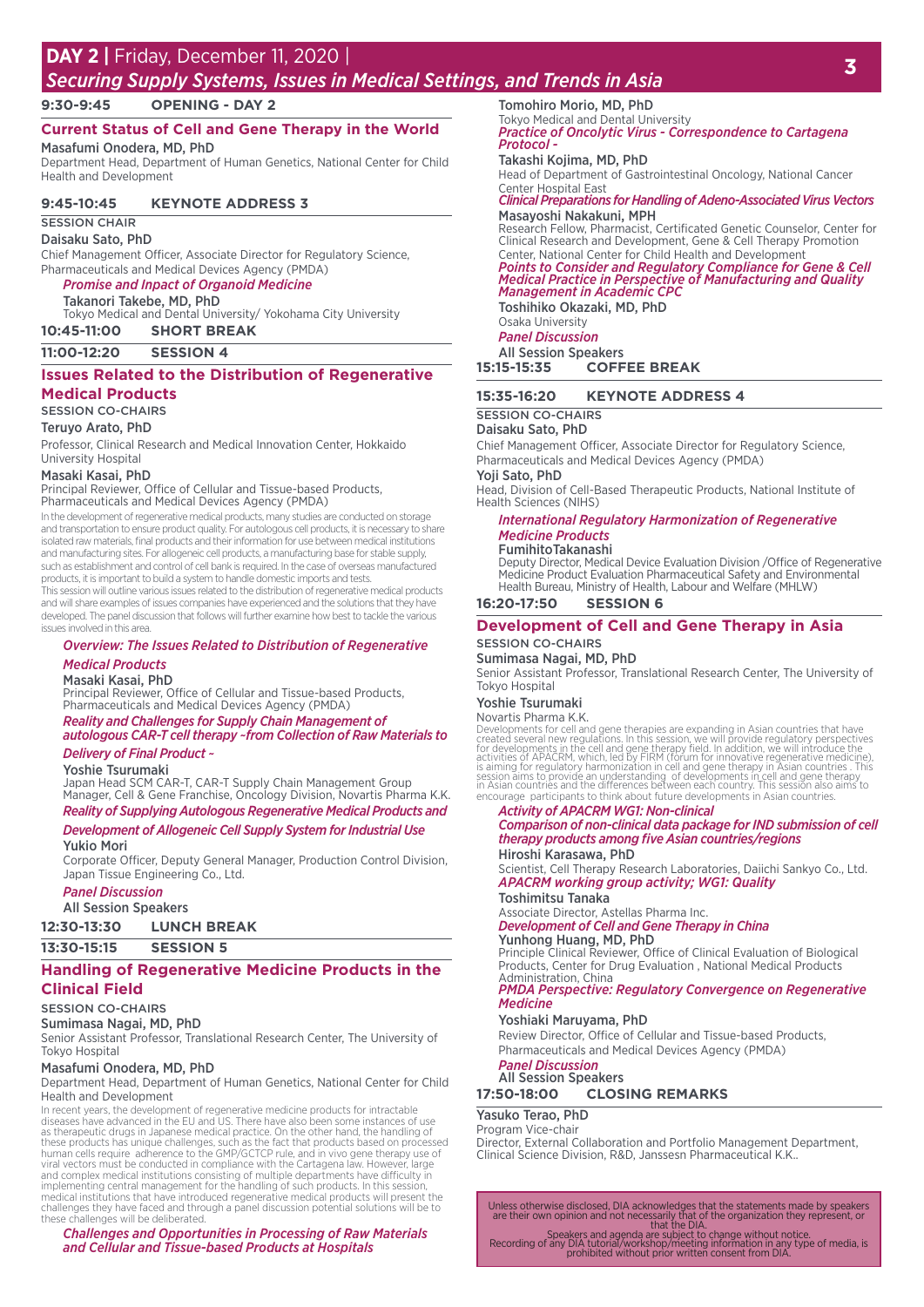## DAY 2 | Friday, December 11, 2020 | *Securing Supply Systems, Issues in Medical Settings, and Trends in Asia*

**9:30-9:45 OPENING - DAY 2**

### Current Status of Cell and Gene Therapy in the World

**Masafumi Onodera, MD, PhD**
Department Head, Department of Human Genetics, National Center for Child Health and Development

**9:45-10:45 KEYNOTE ADDRESS 3**

SESSION CHAIR
**Daisaku Sato, PhD**
Chief Management Officer, Associate Director for Regulatory Science, Pharmaceuticals and Medical Devices Agency (PMDA)

*Promise and Impact of Organoid Medicine*
**Takanori Takebe, MD, PhD**
Tokyo Medical and Dental University/ Yokohama City University

**10:45-11:00 SHORT BREAK**

**11:00-12:20 SESSION 4**

### Issues Related to the Distribution of Regenerative Medical Products

SESSION CO-CHAIRS
**Teruyo Arato, PhD**
Professor, Clinical Research and Medical Innovation Center, Hokkaido University Hospital

**Masaki Kasai, PhD**
Principal Reviewer, Office of Cellular and Tissue-based Products, Pharmaceuticals and Medical Devices Agency (PMDA)

In the development of regenerative medical products, many studies are conducted on storage and transportation to ensure product quality. For autologous cell products, it is necessary to share isolated raw materials, final products and their information for use between medical institutions and manufacturing sites. For allogeneic cell products, a manufacturing base for stable supply, such as establishment and control of cell bank is required. In the case of overseas manufactured products, it is important to build a system to handle domestic imports and tests.
This session will outline various issues related to the distribution of regenerative medical products and will share examples of issues companies have experienced and the solutions that they have developed. The panel discussion that follows will further examine how best to tackle the various issues involved in this area.

*Overview: The Issues Related to Distribution of Regenerative Medical Products*
**Masaki Kasai, PhD**
Principal Reviewer, Office of Cellular and Tissue-based Products, Pharmaceuticals and Medical Devices Agency (PMDA)

*Reality and Challenges for Supply Chain Management of autologous CAR-T cell therapy ~from Collection of Raw Materials to Delivery of Final Product ~*
**Yoshie Tsurumaki**
Japan Head SCM CAR-T, CAR-T Supply Chain Management Group Manager, Cell & Gene Franchise, Oncology Division, Novartis Pharma K.K.

*Reality of Supplying Autologous Regenerative Medical Products and Development of Allogeneic Cell Supply System for Industrial Use*
**Yukio Mori**
Corporate Officer, Deputy General Manager, Production Control Division, Japan Tissue Engineering Co., Ltd.

*Panel Discussion*
All Session Speakers

**12:30-13:30 LUNCH BREAK**

**13:30-15:15 SESSION 5**

### Handling of Regenerative Medicine Products in the Clinical Field

SESSION CO-CHAIRS
**Sumimasa Nagai, MD, PhD**
Senior Assistant Professor, Translational Research Center, The University of Tokyo Hospital

**Masafumi Onodera, MD, PhD**
Department Head, Department of Human Genetics, National Center for Child Health and Development

In recent years, the development of regenerative medicine products for intractable diseases have advanced in the EU and US. There have also been some instances of use as therapeutic drugs in Japanese medical practice. On the other hand, the handling of these products has unique challenges, such as the fact that products based on processed human cells require adherence to the GMP/GCTCP rule, and in vivo gene therapy use of viral vectors must be conducted in compliance with the Cartagena law. However, large and complex medical institutions consisting of multiple departments have difficulty in implementing central management for the handling of such products. In this session, medical institutions that have introduced regenerative medical products will present the challenges they have faced and through a panel discussion potential solutions will be to these challenges will be deliberated.

*Challenges and Opportunities in Processing of Raw Materials and Cellular and Tissue-based Products at Hospitals*
**Tomohiro Morio, MD, PhD**
Tokyo Medical and Dental University

*Practice of Oncolytic Virus - Correspondence to Cartagena Protocol -*
**Takashi Kojima, MD, PhD**
Head of Department of Gastrointestinal Oncology, National Cancer Center Hospital East

*Clinical Preparations for Handling of Adeno-Associated Virus Vectors*
**Masayoshi Nakakuni, MPH**
Research Fellow, Pharmacist, Certificated Genetic Counselor, Center for Clinical Research and Development, Gene & Cell Therapy Promotion Center, National Center for Child Health and Development

*Points to Consider and Regulatory Compliance for Gene & Cell Medical Practice in Perspective of Manufacturing and Quality Management in Academic CPC*
**Toshihiko Okazaki, MD, PhD**
Osaka University

*Panel Discussion*
All Session Speakers

**15:15-15:35 COFFEE BREAK**

**15:35-16:20 KEYNOTE ADDRESS 4**

SESSION CO-CHAIRS
**Daisaku Sato, PhD**
Chief Management Officer, Associate Director for Regulatory Science, Pharmaceuticals and Medical Devices Agency (PMDA)

**Yoji Sato, PhD**
Head, Division of Cell-Based Therapeutic Products, National Institute of Health Sciences (NIHS)

*International Regulatory Harmonization of Regenerative Medicine Products*
**FumihitoTakanashi**
Deputy Director, Medical Device Evaluation Division /Office of Regenerative Medicine Product Evaluation Pharmaceutical Safety and Environmental Health Bureau, Ministry of Health, Labour and Welfare (MHLW)

**16:20-17:50 SESSION 6**

### Development of Cell and Gene Therapy in Asia

SESSION CO-CHAIRS
**Sumimasa Nagai, MD, PhD**
Senior Assistant Professor, Translational Research Center, The University of Tokyo Hospital

**Yoshie Tsurumaki**
Novartis Pharma K.K.

Developments for cell and gene therapies are expanding in Asian countries that have created several new regulations. In this session, we will provide regulatory perspectives for developments in the cell and gene therapy field. In addition, we will introduce the activities of APACRM, which, led by FIRM (forum for innovative regenerative medicine), is aiming for regulatory harmonization in cell and gene therapy in Asian countries . This session aims to provide an understanding of developments in cell and gene therapy in Asian countries and the differences between each country. This session also aims to encourage participants to think about future developments in Asian countries.

*Activity of APACRM WG1: Non-clinical*
*Comparison of non-clinical data package for IND submission of cell therapy products among five Asian countries/regions*
**Hiroshi Karasawa, PhD**
Scientist, Cell Therapy Research Laboratories, Daiichi Sankyo Co., Ltd.

*APACRM working group activity; WG1: Quality*
**Toshimitsu Tanaka**
Associate Director, Astellas Pharma Inc.

*Development of Cell and Gene Therapy in China*
**Yunhong Huang, MD, PhD**
Principle Clinical Reviewer, Office of Clinical Evaluation of Biological Products, Center for Drug Evaluation , National Medical Products Administration, China

*PMDA Perspective: Regulatory Convergence on Regenerative Medicine*
**Yoshiaki Maruyama, PhD**
Review Director, Office of Cellular and Tissue-based Products, Pharmaceuticals and Medical Devices Agency (PMDA)

*Panel Discussion*
All Session Speakers

**17:50-18:00 CLOSING REMARKS**

**Yasuko Terao, PhD**
Program Vice-chair
Director, External Collaboration and Portfolio Management Department, Clinical Science Division, R&D, Janssesn Pharmaceutical K.K..

Unless otherwise disclosed, DIA acknowledges that the statements made by speakers are their own opinion and not necessarily that of the organization they represent, or that the DIA.
Speakers and agenda are subject to change without notice.
Recording of any DIA tutorial/workshop/meeting information in any type of media, is prohibited without prior written consent from DIA.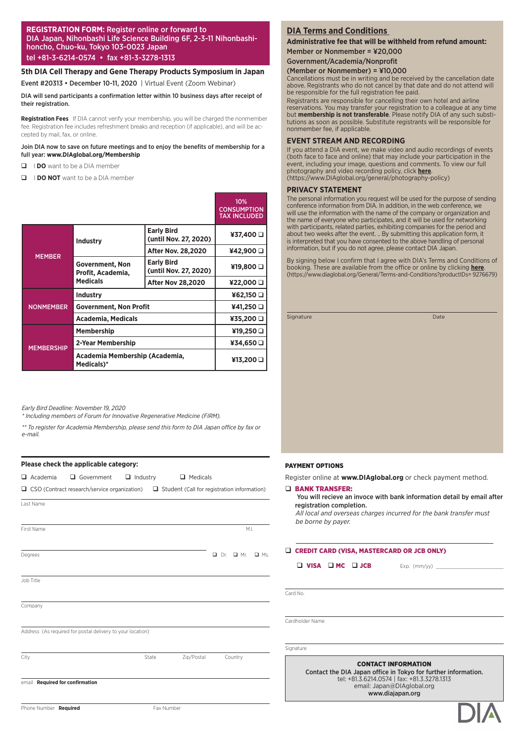## REGISTRATION FORM: Register online or forward to DIA Japan, Nihonbashi Life Science Building 6F, 2-3-11 Nihonbashi-honcho, Chuo-ku, Tokyo 103-0023 Japan

tel +81-3-6214-0574 • fax +81-3-3278-1313

### 5th DIA Cell Therapy and Gene Therapy Products Symposium in Japan

Event #20313 • December 10-11, 2020 | Virtual Event (Zoom Webinar)

**DIA will send participants a confirmation letter within 10 business days after receipt of their registration.**

**Registration Fees** If DIA cannot verify your membership, you will be charged the nonmember fee. Registration fee includes refreshment breaks and reception (if applicable), and will be accepted by mail, fax, or online.

**Join DIA now to save on future meetings and to enjoy the benefits of membership for a full year: www.DIAglobal.org/Membership**

❑ I **DO** want to be a DIA member

❑ I **DO NOT** want to be a DIA member

| | | | 10% CONSUMPTION TAX INCLUDED |
|---|---|---|---|
| MEMBER | Industry | Early Bird (until Nov. 27, 2020) | ¥37,400 ❑ |
| | | After Nov. 28,2020 | ¥42,900 ❑ |
| | Government, Non Profit, Academia, Medicals | Early Bird (until Nov. 27, 2020) | ¥19,800 ❑ |
| | | After Nov 28,2020 | ¥22,000 ❑ |
| NONMEMBER | Industry | | ¥62,150 ❑ |
| | Government, Non Profit | | ¥41,250 ❑ |
| | Academia, Medicals | | ¥35,200 ❑ |
| MEMBERSHIP | Membership | | ¥19,250 ❑ |
| | 2-Year Membership | | ¥34,650 ❑ |
| | Academia Membership (Academia, Medicals)* | | ¥13,200 ❑ |

*Early Bird Deadline: November 19, 2020*

*\* Including members of Forum for Innovative Regenerative Medicine (FIRM).*

*\*\* To register for Academia Membership, please send this form to DIA Japan office by fax or e-mail.*

**Please check the applicable category:**

❑ Academia ❑ Government ❑ Industry ❑ Medicals

❑ CSO (Contract research/service organization) ❑ Student (Call for registration information)

Last Name

First Name M.I.

Degrees ❑ Dr. ❑ Mr. ❑ Ms.

Job Title

Company

Address (As required for postal delivery to your location)

City State Zip/Postal Country

email **Required for confirmation**

Phone Number **Required** Fax Number

## DIA Terms and Conditions

**Administrative fee that will be withheld from refund amount:**

**Member or Nonmember = ¥20,000**

**Government/Academia/Nonprofit**

**(Member or Nonmember) = ¥10,000**

Cancellations must be in writing and be received by the cancellation date above. Registrants who do not cancel by that date and do not attend will be responsible for the full registration fee paid.

Registrants are responsible for cancelling their own hotel and airline reservations. You may transfer your registration to a colleague at any time but **membership is not transferable**. Please notify DIA of any such substitutions as soon as possible. Substitute registrants will be responsible for nonmember fee, if applicable.

### EVENT STREAM AND RECORDING

If you attend a DIA event, we make video and audio recordings of events (both face to face and online) that may include your participation in the event, including your image, questions and comments. To view our full photography and video recording policy, click **here**. (https://www.DIAglobal.org/general/photography-policy)

### PRIVACY STATEMENT

The personal information you request will be used for the purpose of sending conference information from DIA. In addition, in the web conference, we will use the information with the name of the company or organization and the name of everyone who participates, and it will be used for networking with participants, related parties, exhibiting companies for the period and about two weeks after the event. .. By submitting this application form, it is interpreted that you have consented to the above handling of personal information, but if you do not agree, please contact DIA Japan.

By signing below I confirm that I agree with DIA's Terms and Conditions of booking. These are available from the office or online by clicking **here**. (https://www.diaglobal.org/General/Terms-and-Conditions?productIDs= 9276679)

Signature Date

### PAYMENT OPTIONS

Register online at **www.DIAglobal.org** or check payment method.

❑ **BANK TRANSFER:**
You will recieve an invoce with bank information detail by email after registration completion.
*All local and overseas charges incurred for the bank transfer must be borne by payer.*

❑ **CREDIT CARD (VISA, MASTERCARD OR JCB ONLY)**

❑ **VISA** ❑ **MC** ❑ **JCB** Exp. (mm/yy)

Card No.

Cardholder Name

Signature

**CONTACT INFORMATION**

**Contact the DIA Japan office in Tokyo for further information.**
tel: +81.3.6214.0574 | fax: +81.3.3278.1313
email: Japan@DIAglobal.org
**www.diajapan.org**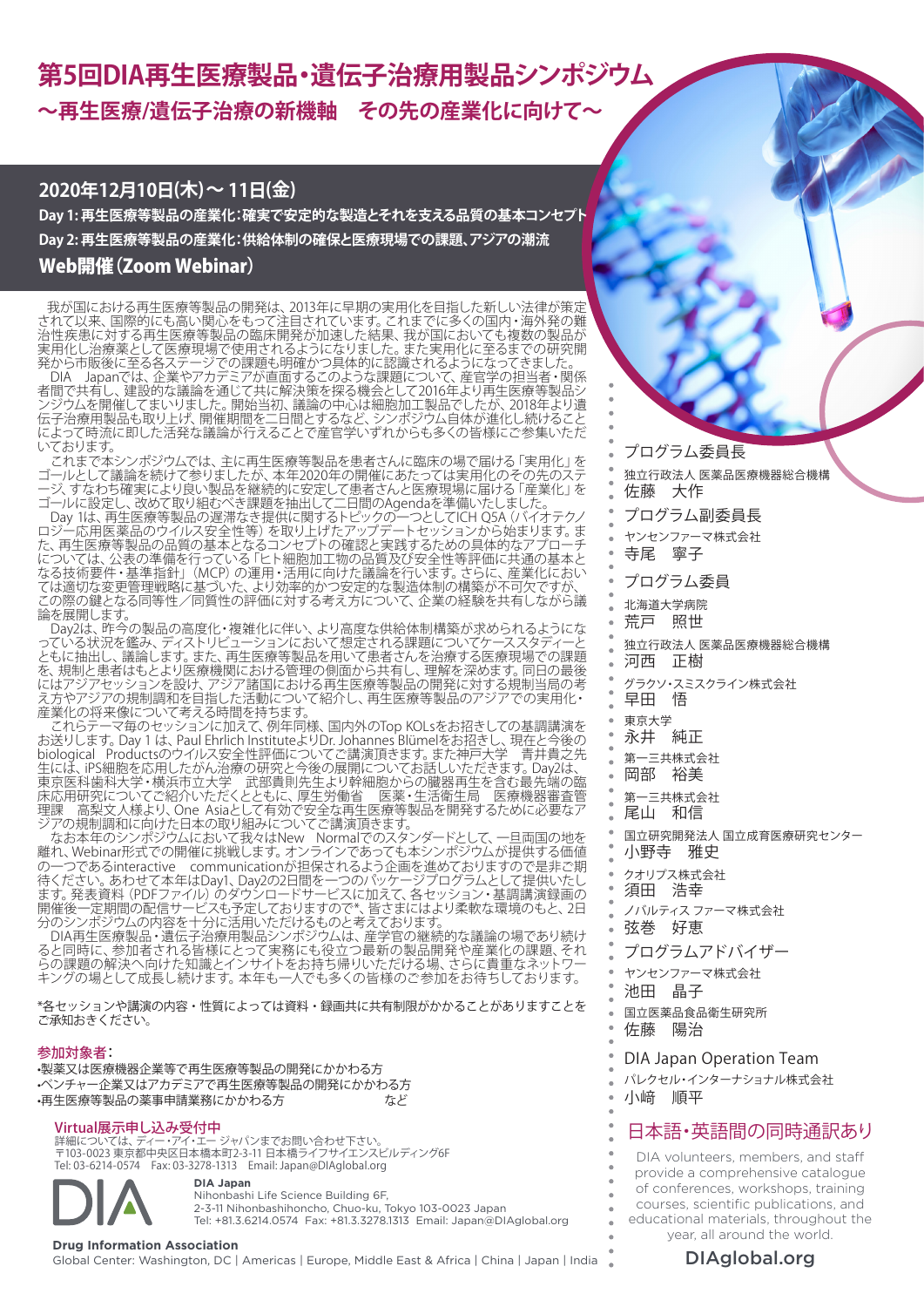# 第5回DIA再生医療製品・遺伝子治療用製品シンポジウム

## ～再生医療/遺伝子治療の新機軸　その先の産業化に向けて～

**2020年12月10日(木)～ 11日(金)**

**Day 1: 再生医療等製品の産業化：確実で安定的な製造とそれを支える品質の基本コンセプト**

**Day 2: 再生医療等製品の産業化：供給体制の確保と医療現場での課題、アジアの潮流**

**Web開催（Zoom Webinar）**

我が国における再生医療等製品の開発は、2013年に早期の実用化を目指した新しい法律が策定されて以来、国際的にも高い関心をもって注目されています。これまでに多くの国内・海外発の難治性疾患に対する再生医療等製品の臨床開発が加速した結果、我が国においても複数の製品が実用化し治療薬として医療現場で使用されるようになりました。また実用化に至るまでの研究開発から市販後に至る各ステージでの課題も明確かつ具体的に認識されるようになってきました。

DIA　Japanでは、企業やアカデミアが直面するこのような課題について、産官学の担当者・関係者間で共有し、建設的な議論を通じて共に解決策を探る機会として2016年より再生医療等製品シンポジウムを開催してまいりました。開始当初、議論の中心は細胞加工製品でしたが、2018年より遺伝子治療用製品も取り上げ、開催期間を二日間とするなど、シンポジウム自体が進化し続けることによって時流に即した活発な議論が行えることで産官学いずれからも多くの皆様にご参集いただいております。

これまで本シンポジウムでは、主に再生医療等製品を患者さんに臨床の場で届ける「実用化」をゴールとして議論を続けて参りましたが、本年2020年の開催にあたっては実用化のその先のステージ、すなわち確実により良い製品を継続的に安定して患者さんと医療現場に届ける「産業化」をゴールに設定し、改めて取り組むべき課題を抽出して二日間のAgendaを準備いたしました。

Day 1は、再生医療等製品の遅滞なき提供に関するトピックの一つとしてICH Q5A（バイオテクノロジー応用医薬品のウイルス安全性等）を取り上げたアップデートセッションから始まります。また、再生医療等製品の品質の基本となるコンセプトの確認と実践するための具体的なアプローチについては、公表の準備を行っている「ヒト細胞加工物の品質及び安全性等評価に共通の基本となる技術要件・基準指針」（MCP）の運用・活用に向けた議論を行います。さらに、産業化においては適切な変更管理戦略に基づいた、より効率的かつ安定的な製造体制の構築が不可欠ですが、この際の鍵となる同等性／同質性の評価に対する考え方について、企業の経験を共有しながら議論を展開します。

Day2は、昨今の製品の高度化・複雑化に伴い、より高度な供給体制構築が求められるようになっている状況を鑑み、ディストリビューションにおいて想定される課題についてケーススタディーとともに抽出し、議論します。また、再生医療等製品を用いて患者さんを治療する医療現場での課題を、規制と患者はもとより医療機関における管理の側面から共有し、理解を深めます。同日の最後にはアジアセッションを設け、アジア諸国における再生医療等製品の開発に対する規制当局の考え方やアジアの規制調和を目指した活動について紹介し、再生医療等製品のアジアでの実用化・産業化の将来像について考える時間を持ちます。

これらテーマ毎のセッションに加えて、例年同様、国内外のTop KOLsをお招きしての基調講演をお送りします。Day 1 は、Paul Ehrlich InstituteよりDr. Johannes Blümelをお招きし、現在と今後のbiological　Productsのウイルス安全性評価についてご講演頂きます。また神戸大学　青井貴之先生には、iPS細胞を応用したがん治療の研究と今後の展開についてお話しいただきます。Day2は、東京医科歯科大学・横浜市立大学　武部貴則先生より幹細胞からの臓器再生を含む最先端の臨床応用研究についてご紹介いただくとともに、厚生労働省　医薬・生活衛生局　医療機器審査管理課　高梨文人様より、One Asiaとして有効で安全な再生医療等製品を開発するために必要なアジアの規制調和に向けた日本の取り組みについてご講演頂きます。

なお本年のシンポジウムにおいて我々はNew　Normalでのスタンダードとして、一旦両国の地を離れ、Webinar形式での開催に挑戦します。オンラインであっても本シンポジウムが提供する価値の一つであるinteractive　communicationが担保されるよう企画を進めておりますので是非ご期待ください。あわせて本年はDay1、Day2の2日間を一つのパッケージプログラムとして提供いたします。発表資料（PDFファイル）のダウンロードサービスに加えて、各セッション・基調講演録画の開催後一定期間の配信サービスも予定しておりますので*、皆さまにはより柔軟な環境のもと、2日分のシンポジウムの内容を十分に活用いただけるものと考えております。

DIA再生医療製品・遺伝子治療用製品シンポジウムは、産学官の継続的な議論の場であり続けると同時に、参加者される皆様にとって実務にも役立つ最新の製品開発や産業化の課題、それらの課題の解決へ向けた知識とインサイトをお持ち帰りいただける場、さらに貴重なネットワーキングの場として成長し続けます。本年も一人でも多くの皆様のご参加をお待ちしております。

*各セッションや講演の内容・性質によっては資料・録画共に共有制限がかかることがありますことをご承知おきください。

**参加対象者：**

- 製薬又は医療機器企業等で再生医療等製品の開発にかかわる方
- ベンチャー企業又はアカデミアで再生医療等製品の開発にかかわる方
- 再生医療等製品の薬事申請業務にかかわる方　　　　　　　など

**Virtual展示申し込み受付中**

詳細については、ディー・アイ・エー ジャパンまでお問い合わせ下さい。
〒103-0023 東京都中央区日本橋本町2-3-11 日本橋ライフサイエンスビルディング6F
Tel: 03-6214-0574　Fax: 03-3278-1313　Email: Japan@DIAglobal.org

**DIA Japan**
Nihonbashi Life Science Building 6F,
2-3-11 Nihonbashihoncho, Chuo-ku, Tokyo 103-0023 Japan
Tel: +81.3.6214.0574　Fax: +81.3.3278.1313　Email: Japan@DIAglobal.org

**Drug Information Association**
Global Center: Washington, DC | Americas | Europe, Middle East & Africa | China | Japan | India

---

**プログラム委員長**

独立行政法人 医薬品医療機器総合機構
佐藤　大作

**プログラム副委員長**

ヤンセンファーマ株式会社
寺尾　寧子

**プログラム委員**

北海道大学病院
荒戸　照世

独立行政法人 医薬品医療機器総合機構
河西　正樹

グラクソ・スミスクライン株式会社
早田　悟

東京大学
永井　純正

第一三共株式会社
岡部　裕美

第一三共株式会社
尾山　和信

国立研究開発法人 国立成育医療研究センター
小野寺　雅史

クオリプス株式会社
須田　浩幸

ノバルティス ファーマ株式会社
弦巻　好恵

**プログラムアドバイザー**

ヤンセンファーマ株式会社
池田　晶子

国立医薬品食品衛生研究所
佐藤　陽治

**DIA Japan Operation Team**

パレクセル・インターナショナル株式会社
小﨑　順平

**日本語・英語間の同時通訳あり**

DIA volunteers, members, and staff provide a comprehensive catalogue of conferences, workshops, training courses, scientific publications, and educational materials, throughout the year, all around the world.

**DIAglobal.org**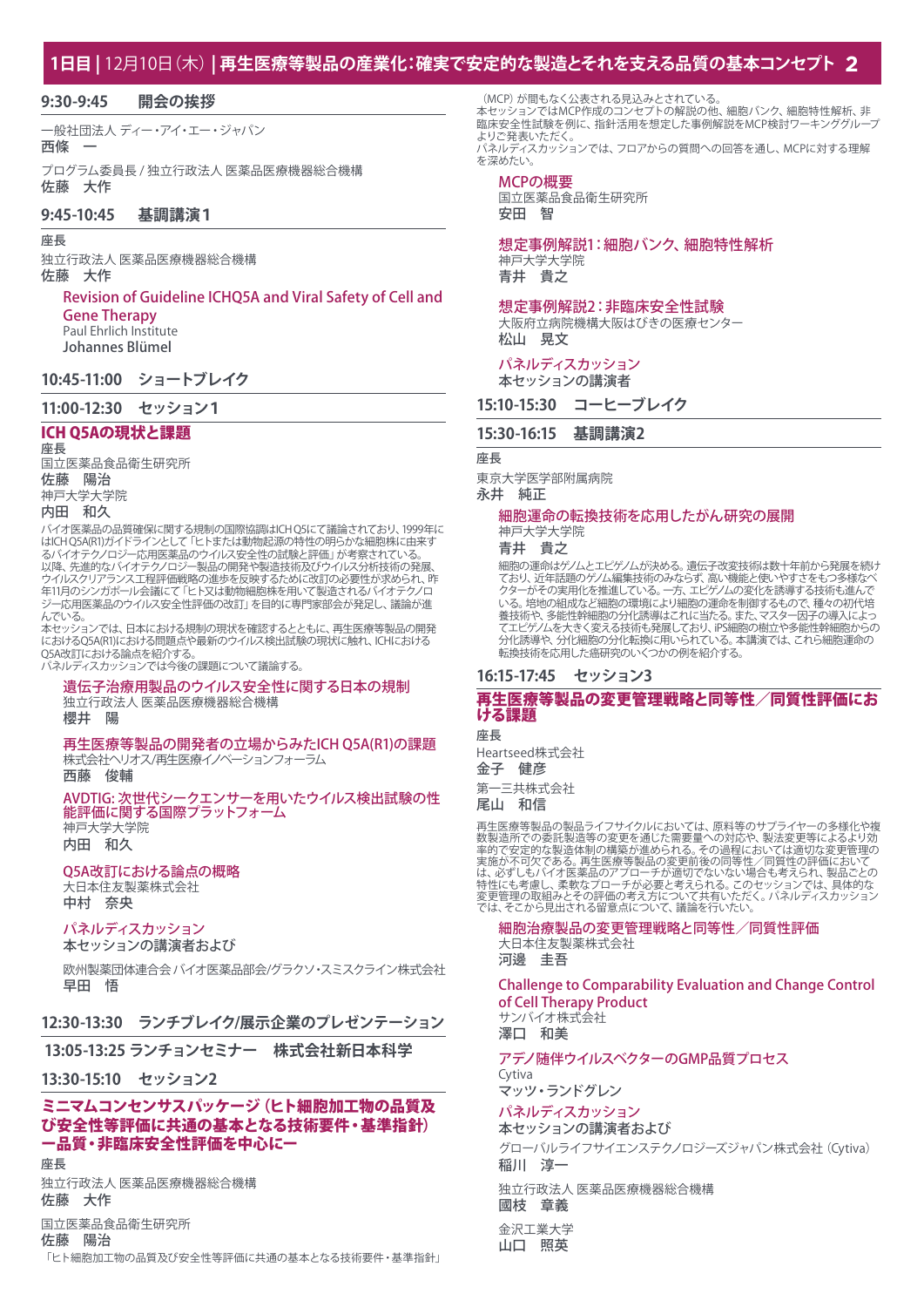## 1日目 | 12月10日（木）| 再生医療等製品の産業化：確実で安定的な製造とそれを支える品質の基本コンセプト

### 9:30-9:45　開会の挨拶

一般社団法人 ディー・アイ・エー・ジャパン
**西條　一**

プログラム委員長 / 独立行政法人 医薬品医療機器総合機構
**佐藤　大作**

### 9:45-10:45　基調講演 1

座長

独立行政法人 医薬品医療機器総合機構
**佐藤　大作**

**Revision of Guideline ICHQ5A and Viral Safety of Cell and Gene Therapy**
Paul Ehrlich Institute
**Johannes Blümel**

### 10:45-11:00　ショートブレイク

### 11:00-12:30　セッション 1

#### ICH Q5Aの現状と課題

座長
国立医薬品食品衛生研究所
**佐藤　陽治**
神戸大学大学院
**内田　和久**

バイオ医薬品の品質確保に関する規制の国際協調はICH Q5にて議論されており、1999年にはICH Q5A(R1)ガイドラインとして「ヒトまたは動物起源の特性の明らかな細胞株に由来するバイオテクノロジー応用医薬品のウイルス安全性の試験と評価」が考察されている。以降、先進的なバイオテクノロジー製品の開発や製造技術及びウイルス分析技術の発展、ウイルスクリアランス工程評価戦略の進歩を反映するために改訂の必要性が求められ、昨年11月のシンガポール会議にて「ヒト又は動物細胞株を用いて製造されるバイオテクノロジー応用医薬品のウイルス安全性評価の改訂」を目的に専門家部会が発足し、議論が進んでいる。
本セッションでは、日本における規制の現状を確認するとともに、再生医療等製品の開発におけるQ5A(R1)における問題点や最新のウイルス検出試験の現状に触れ、ICHにおけるQ5A改訂における論点を紹介する。
パネルディスカッションでは今後の課題について議論する。

**遺伝子治療用製品のウイルス安全性に関する日本の規制**
独立行政法人 医薬品医療機器総合機構
**櫻井　陽**

**再生医療等製品の開発者の立場からみたICH Q5A(R1)の課題**
株式会社ヘリオス/再生医療イノベーションフォーラム
**西藤　俊輔**

**AVDTIG: 次世代シークエンサーを用いたウイルス検出試験の性能評価に関する国際プラットフォーム**
神戸大学大学院
**内田　和久**

**Q5A改訂における論点の概略**
大日本住友製薬株式会社
**中村　奈央**

**パネルディスカッション**
本セッションの講演者および

欧州製薬団体連合会 バイオ医薬品部会/グラクソ・スミスクライン株式会社
**早田　悟**

### 12:30-13:30　ランチブレイク/展示企業のプレゼンテーション

### 13:05-13:25 ランチョンセミナー　株式会社新日本科学

### 13:30-15:10　セッション 2

#### ミニマムコンセンサスパッケージ（ヒト細胞加工物の品質及び安全性等評価に共通の基本となる技術要件・基準指針）—品質・非臨床安全性評価を中心に—

座長

独立行政法人 医薬品医療機器総合機構
**佐藤　大作**

国立医薬品食品衛生研究所
**佐藤　陽治**

「ヒト細胞加工物の品質及び安全性等評価に共通の基本となる技術要件・基準指針」（MCP）が間もなく公表される見込みとされている。
本セッションではMCP作成のコンセプトの解説の他、細胞バンク、細胞特性解析、非臨床安全性試験を例に、指針活用を想定した事例解説をMCP検討ワーキンググループよりご発表いただく。
パネルディスカッションでは、フロアからの質問への回答を通し、MCPに対する理解を深めたい。

**MCPの概要**
国立医薬品食品衛生研究所
**安田　智**

**想定事例解説1：細胞バンク、細胞特性解析**
神戸大学大学院
**青井　貴之**

**想定事例解説2：非臨床安全性試験**
大阪府立病院機構大阪はびきの医療センター
**松山　晃文**

**パネルディスカッション**
本セッションの講演者

### 15:10-15:30　コーヒーブレイク

### 15:30-16:15　基調講演 2

座長

東京大学医学部附属病院
**永井　純正**

**細胞運命の転換技術を応用したがん研究の展開**
神戸大学大学院
**青井　貴之**

細胞の運命はゲノムとエピゲノムが決める。遺伝子改変技術は数十年前から発展を続けており、近年話題のゲノム編集技術のみならず、高い機能と使いやすさをもつ多様なベクターがその実用化を推進している。一方、エピゲノムの変化を誘導する技術も進んでいる。培地の組成など細胞の環境により細胞の運命を制御するもので、種々の初代培養技術や、多能性幹細胞の分化誘導はこれに当たる。また、マスター因子の導入によってエピゲノムを大きく変える技術も発展しており、iPS細胞の樹立や多能性幹細胞からの分化誘導や、分化細胞の分化転換に用いられている。本講演では、これら細胞運命の転換技術を応用した癌研究のいくつかの例を紹介する。

### 16:15-17:45　セッション 3

#### 再生医療等製品の変更管理戦略と同等性／同質性評価における課題

座長
Heartseed株式会社
**金子　健彦**

第一三共株式会社
**尾山　和信**

再生医療等製品の製品ライフサイクルにおいては、原料等のサプライヤーの多様化や複数製造所での委託製造等の変更を通じた需要量への対応や、製造変更等によるより効率的で安定的な製造体制の構築が進められる。その過程においては適切な変更管理の実施が不可欠である。再生医療等製品の変更前後の同等性／同質性の評価においては、必ずしもバイオ医薬品のアプローチが適切でないない場合も考えられ、製品ごとの特性にも考慮し、柔軟なアプローチが必要と考えられる。このセッションでは、具体的な変更管理の取組みとその評価の考え方について共有いただく。パネルディスカッションでは、そこから見出される留意点について、議論を行いたい。

**細胞治療製品の変更管理戦略と同等性／同質性評価**
大日本住友製薬株式会社
**河邉　圭吾**

**Challenge to Comparability Evaluation and Change Control of Cell Therapy Product**
サンバイオ株式会社
**澤口　和美**

**アデノ随伴ウイルスベクターのGMP品質プロセス**
Cytiva
**マッツ・ランドグレン**

**パネルディスカッション**
本セッションの講演者および

グローバルライフサイエンステクノロジーズジャパン株式会社（Cytiva）
**稲川　淳一**

独立行政法人 医薬品医療機器総合機構
**國枝　章義**

金沢工業大学
**山口　照英**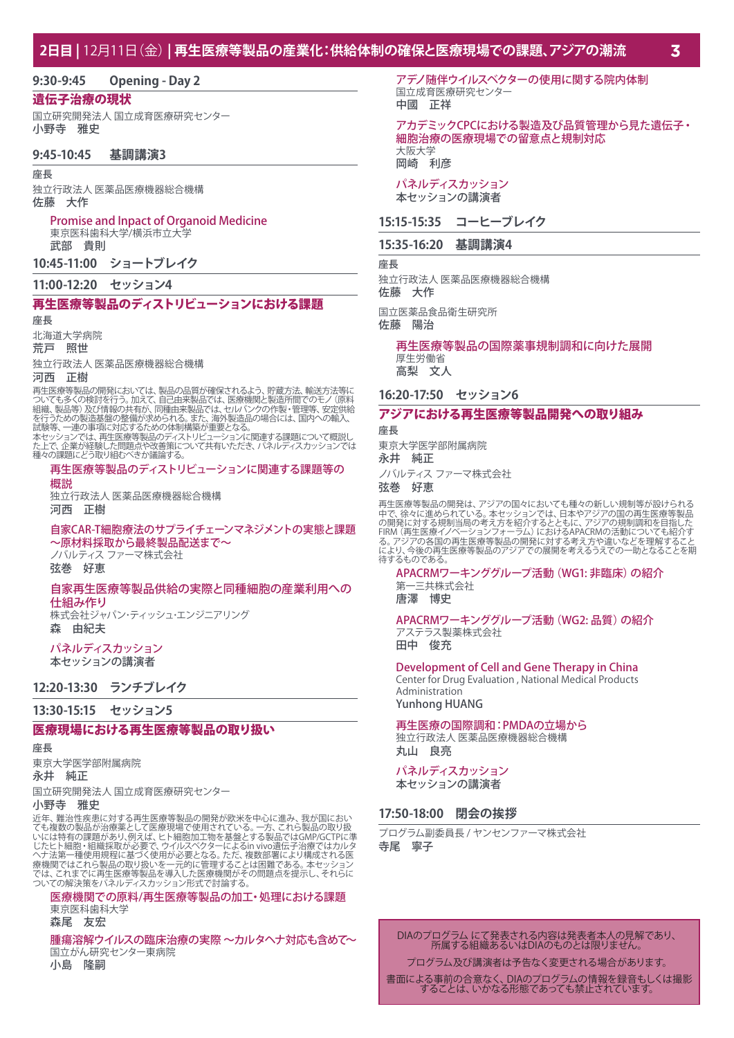# 2日目 | 12月11日（金）| 再生医療等製品の産業化：供給体制の確保と医療現場での課題、アジアの潮流

## 9:30-9:45　Opening - Day 2

### 遺伝子治療の現状

国立研究開発法人 国立成育医療研究センター
**小野寺　雅史**

## 9:45-10:45　基調講演3

座長

独立行政法人 医薬品医療機器総合機構
**佐藤　大作**

### Promise and Impact of Organoid Medicine

東京医科歯科大学/横浜市立大学
**武部　貴則**

## 10:45-11:00　ショートブレイク

## 11:00-12:20　セッション4

### 再生医療等製品のディストリビューションにおける課題

座長

北海道大学病院
**荒戸　照世**

独立行政法人 医薬品医療機器総合機構
**河西　正樹**

再生医療等製品の開発においては、製品の品質が確保されるよう、貯蔵方法、輸送方法等についても多くの検討を行う。加えて、自己由来製品では、医療機関と製造所間でのモノ（原料組織、製品等）及び情報の共有が、同種由来製品では、セルバンクの作製・管理等、安定供給を行うための製造基盤の整備が求められる。また、海外製造品の場合には、国内への輸入、試験等、一連の事項に対応するための体制構築が重要となる。
本セッションでは、再生医療等製品のディストリビューションに関連する課題について概説したうえで、企業が経験した問題点や改善策について共有いただき、パネルディスカッションでは種々の課題にどう取り組むべきか議論する。

#### 再生医療等製品のディストリビューションに関連する課題等の概説

独立行政法人 医薬品医療機器総合機構
**河西　正樹**

#### 自家CAR-T細胞療法のサプライチェーンマネジメントの実態と課題～原材料採取から最終製品配送まで～

ノバルティス ファーマ株式会社
**弦巻　好恵**

#### 自家再生医療等製品供給の実際と同種細胞の産業利用への仕組み作り

株式会社ジャパン・ティッシュ・エンジニアリング
**森　由紀夫**

#### パネルディスカッション

**本セッションの講演者**

## 12:20-13:30　ランチブレイク

## 13:30-15:15　セッション5

### 医療現場における再生医療等製品の取り扱い

座長

東京大学医学部附属病院
**永井　純正**

国立研究開発法人 国立成育医療研究センター
**小野寺　雅史**

近年、難治性疾患に対する再生医療等製品の開発が欧米を中心に進み、我が国においても複数の製品が治療薬として医療現場で使用されている。一方、これら製品の取り扱いには特有の課題があり、例えば、ヒト細胞加工物を基盤とする製品ではGMP/GCTPに準じたヒト細胞・組織採取が必要で、ウイルスベクターによるin vivo遺伝子治療ではカルタヘナ法第一種使用規程に基づく使用が必要となる。ただ、複数部署により構成される医療機関ではこれら製品の取り扱いを一元的に管理することは困難である。本セッションでは、これまでに再生医療等製品を導入した医療機関がその問題点を提示し、それらについての解決策をパネルディスカッション形式で討論する。

#### 医療機関での原料/再生医療等製品の加工・処理における課題

東京医科歯科大学
**森尾　友宏**

#### 腫瘍溶解ウイルスの臨床治療の実際 ～カルタヘナ対応も含めて～

国立がん研究センター東病院
**小島　隆嗣**

#### アデノ随伴ウイルスベクターの使用に関する院内体制

国立成育医療研究センター
**中國　正祥**

#### アカデミックCPCにおける製造及び品質管理から見た遺伝子・細胞治療の医療現場での留意点と規制対応

大阪大学
**岡崎　利彦**

#### パネルディスカッション

**本セッションの講演者**

## 15:15-15:35　コーヒーブレイク

## 15:35-16:20　基調講演4

座長

独立行政法人 医薬品医療機器総合機構
**佐藤　大作**

国立医薬品食品衛生研究所
**佐藤　陽治**

### 再生医療等製品の国際薬事規制調和に向けた展開

厚生労働省
**高梨　文人**

## 16:20-17:50　セッション6

### アジアにおける再生医療等製品開発への取り組み

座長

東京大学医学部附属病院
**永井　純正**

ノバルティス ファーマ株式会社
**弦巻　好恵**

再生医療等製品の開発は、アジアの国々においても種々の新しい規制等が設けられる中で、徐々に進められている。本セッションでは、日本やアジアの国の再生医療等製品の開発に対する規制当局の考え方を紹介するとともに、アジアの規制調和を目指したFIRM（再生医療イノベーションフォーラム）におけるAPACRMの活動についても紹介する。アジアの各国の再生医療等製品の開発に対する考え方や違いなどを理解することにより、今後の再生医療等製品のアジアでの展開を考えるうえでの一助となることを期待するものである。

#### APACRMワーキンググループ活動（WG1: 非臨床）の紹介

第一三共株式会社
**唐澤　博史**

#### APACRMワーキンググループ活動（WG2: 品質）の紹介

アステラス製薬株式会社
**田中　俊亮**

#### Development of Cell and Gene Therapy in China

Center for Drug Evaluation , National Medical Products Administration
**Yunhong HUANG**

#### 再生医療の国際調和：PMDAの立場から

独立行政法人 医薬品医療機器総合機構
**丸山　良亮**

#### パネルディスカッション

**本セッションの講演者**

## 17:50-18:00　閉会の挨拶

プログラム副委員長 / ヤンセンファーマ株式会社
**寺尾　寧子**

---

DIAのプログラム にて発表される内容は発表者本人の見解であり、所属する組織あるいはDIAのものとは限りません。

プログラム及び講演者は予告なく変更される場合があります。

書面による事前の合意なく、DIAのプログラムの情報を録音もしくは撮影することは、いかなる形態であっても禁止されています。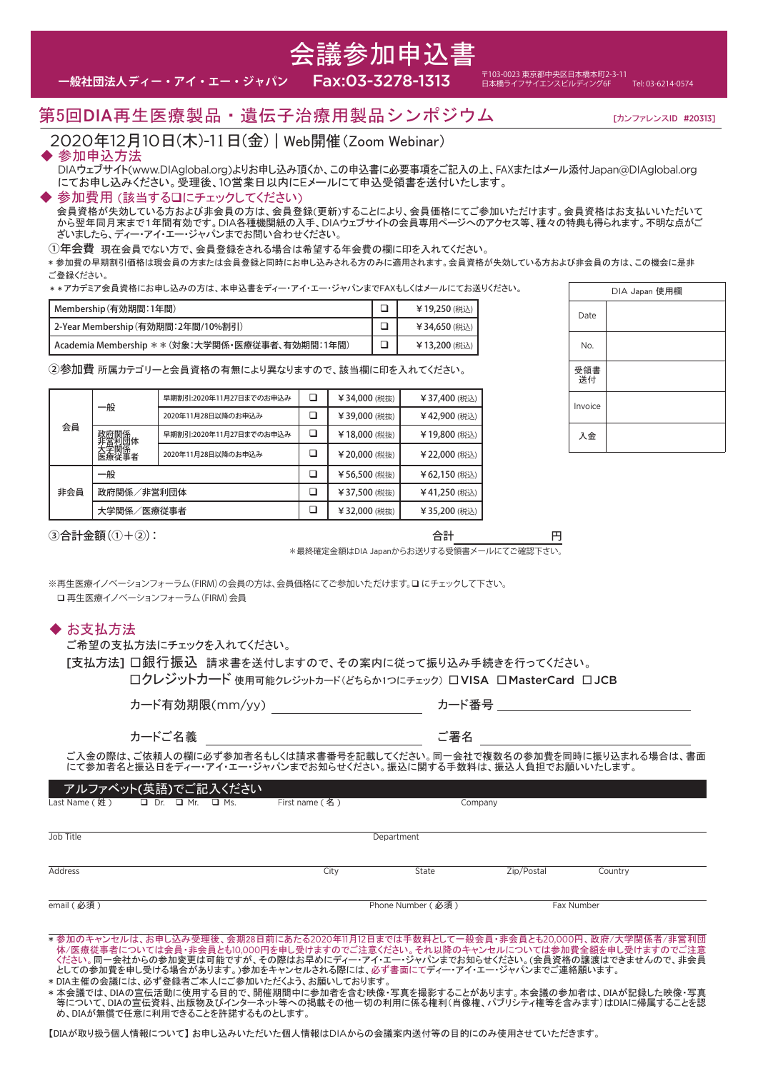# 会議参加申込書

一般社団法人ディー・アイ・エー・ジャパン　Fax:03-3278-1313　〒103-0023 東京都中央区日本橋本町2-3-11 日本橋ライフサイエンスビルディング6F　Tel: 03-6214-0574

## 第5回DIA再生医療製品・遺伝子治療用製品シンポジウム

[カンファレンスID #20313]

2020年12月10日(木)-11日(金)｜Web開催(Zoom Webinar)

### ◆ 参加申込方法

DIAウェブサイト(www.DIAglobal.org)よりお申し込み頂くか、この申込書に必要事項をご記入の上、FAXまたはメール添付Japan@DIAglobal.orgにてお申し込みください。受理後、10営業日以内にEメールにて申込受領書を送付いたします。

### ◆ 参加費用 (該当する❑にチェックしてください)

会員資格が失効している方および非会員の方は、会員登録(更新)することにより、会員価格にてご参加いただけます。会員資格はお支払いいただいてから翌年同月末まで1年間有効です。DIA各種機関紙の入手、DIAウェブサイトの会員専用ページへのアクセス等、種々の特典も得られます。不明な点がございましたら、ディー・アイ・エー・ジャパンまでお問い合わせください。

①**年会費**　現在会員でない方で、会員登録をされる場合は希望する年会費の欄に印を入れてください。

＊参加費の早期割引価格は現会員の方または会員登録と同時にお申し込みされる方のみに適用されます。会員資格が失効している方および非会員の方は、この機会に是非ご登録ください。

＊＊アカデミア会員資格にお申し込みの方は、本申込書をディー・アイ・エー・ジャパンまでFAXもしくはメールにてお送りください。

| | | |
|---|---|---|
| Membership (有効期間:1年間) | ❑ | ¥19,250 (税込) |
| 2-Year Membership (有効期間:2年間/10%割引) | ❑ | ¥34,650 (税込) |
| Academia Membership ＊＊(対象:大学関係・医療従事者、有効期間:1年間) | ❑ | ¥13,200 (税込) |

| DIA Japan 使用欄 | |
|---|---|
| Date | |
| No. | |
| 受領書送付 | |
| Invoice | |
| 入金 | |

②**参加費** 所属カテゴリーと会員資格の有無により異なりますので、該当欄に印を入れてください。

| | | | | | |
|---|---|---|---|---|---|
| 会員 | 一般 | 早期割引:2020年11月27日までのお申込み | ❑ | ¥34,000 (税抜) | ¥37,400 (税込) |
| | | 2020年11月28日以降のお申込み | ❑ | ¥39,000 (税抜) | ¥42,900 (税込) |
| | 政府関係 非営利団体 大学関係 医療従事者 | 早期割引:2020年11月27日までのお申込み | ❑ | ¥18,000 (税抜) | ¥19,800 (税込) |
| | | 2020年11月28日以降のお申込み | ❑ | ¥20,000 (税抜) | ¥22,000 (税込) |
| 非会員 | 一般 | | ❑ | ¥56,500 (税抜) | ¥62,150 (税込) |
| | 政府関係／非営利団体 | | ❑ | ¥37,500 (税抜) | ¥41,250 (税込) |
| | 大学関係／医療従事者 | | ❑ | ¥32,000 (税抜) | ¥35,200 (税込) |

③**合計金額** (①+②)：　　合計＿＿＿＿＿＿＿＿円

＊最終確定金額はDIA Japanからお送りする受領書メールにてご確認下さい。

※再生医療イノベーションフォーラム(FIRM)の会員の方は、会員価格にてご参加いただけます。❑ にチェックして下さい。

❑ 再生医療イノベーションフォーラム(FIRM)会員

### ◆ お支払方法

ご希望の支払方法にチェックを入れてください。

[支払方法] ❑銀行振込　請求書を送付しますので、その案内に従って振り込み手続きを行ってください。

❑クレジットカード 使用可能クレジットカード(どちらか1つにチェック) ❑VISA ❑MasterCard ❑JCB

カード有効期限(mm/yy) ＿＿＿＿＿＿＿＿　カード番号 ＿＿＿＿＿＿＿＿

カードご名義 ＿＿＿＿＿＿＿＿　ご署名 ＿＿＿＿＿＿＿＿

ご入金の際は、ご依頼人の欄に必ず参加者名もしくは請求書番号を記載してください。同一会社で複数名の参加費を同時に振り込まれる場合は、書面にて参加者名と振込日をディー・アイ・エー・ジャパンまでお知らせください。振込に関する手数料は、振込人負担でお願いいたします。

### アルファベット(英語)でご記入ください

Last Name ( 姓 )　❑ Dr.　❑ Mr.　❑ Ms.　First name ( 名 )　Company

Job Title　Department

Address　City　State　Zip/Postal　Country

email ( 必須 )　Phone Number ( 必須 )　Fax Number

＊参加のキャンセルは、お申し込み受理後、会期28日前にあたる2020年11月12日までは手数料として一般会員・非会員とも20,000円、政府／大学関係者／非営利団体／医療従事者については会員・非会員とも10,000円を申し受けますのでご注意ください。それ以降のキャンセルについては参加費全額を申し受けますのでご注意ください。同一会社からの参加変更は可能ですが、その際はお早めにディー・アイ・エー・ジャパンまでお知らせください。(会員資格の譲渡はできませんので、非会員としての参加費を申し受ける場合があります。)参加をキャンセルされる際には、必ず書面にてディー・アイ・エー・ジャパンまでご連絡願います。

＊DIA主催の会議には、必ず登録者ご本人にご参加いただくよう、お願いしております。

＊本会議では、DIAの宣伝活動に使用する目的で、開催期間中に参加者を含む映像・写真を撮影することがあります。本会議の参加者は、DIAが記録した映像・写真等について、DIAの宣伝資料、出版物及びインターネット等への掲載その他一切の利用に係る権利(肖像権、パブリシティ権等を含みます)はDIAに帰属することを認め、DIAが無償で任意に利用できることを許諾するものとします。

【DIAが取り扱う個人情報について】お申し込みいただいた個人情報はDIAからの会議案内送付等の目的にのみ使用させていただきます。